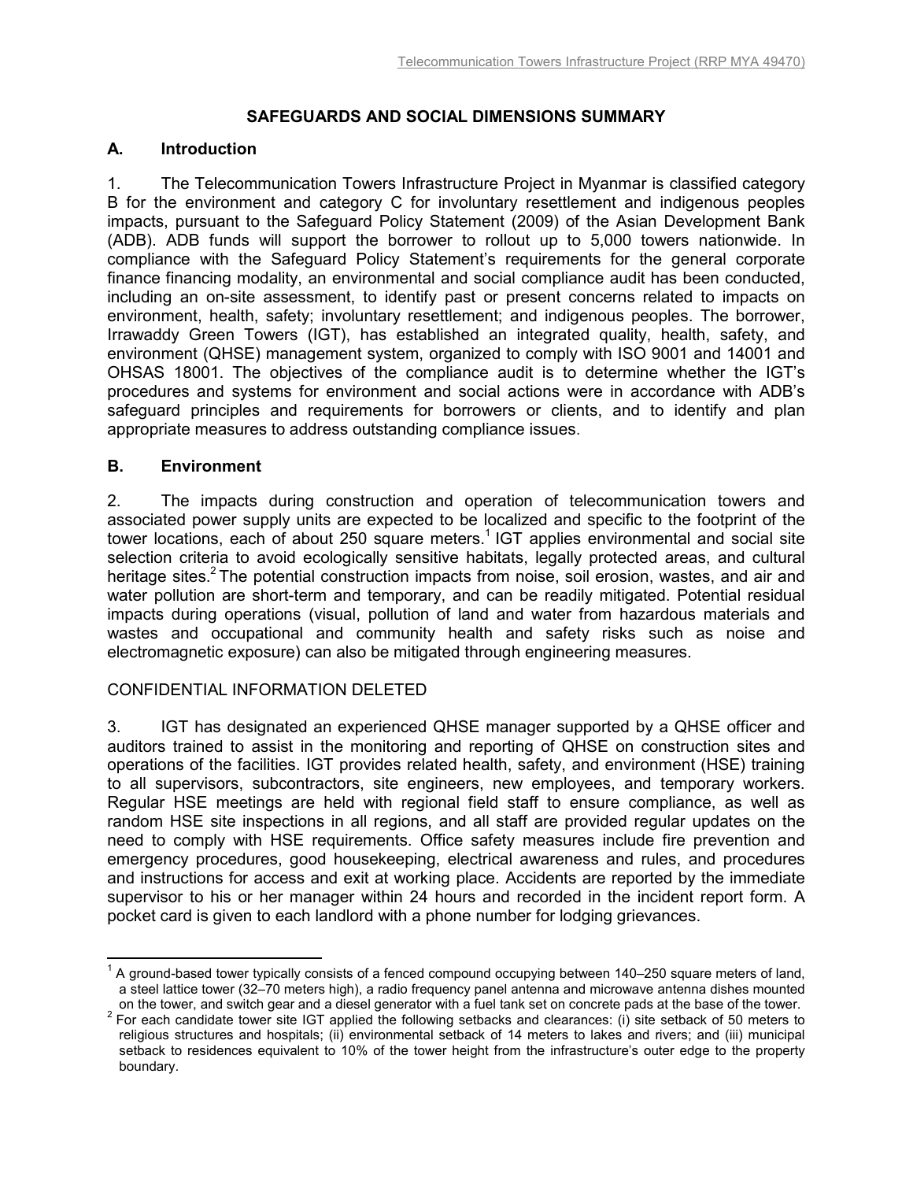# SAFEGUARDS AND SOCIAL DIMENSIONS SUMMARY

## A. Introduction

1. The Telecommunication Towers Infrastructure Project in Myanmar is classified category B for the environment and category C for involuntary resettlement and indigenous peoples impacts, pursuant to the Safeguard Policy Statement (2009) of the Asian Development Bank (ADB). ADB funds will support the borrower to rollout up to 5,000 towers nationwide. In compliance with the Safeguard Policy Statement's requirements for the general corporate finance financing modality, an environmental and social compliance audit has been conducted, including an on-site assessment, to identify past or present concerns related to impacts on environment, health, safety; involuntary resettlement; and indigenous peoples. The borrower, Irrawaddy Green Towers (IGT), has established an integrated quality, health, safety, and environment (QHSE) management system, organized to comply with ISO 9001 and 14001 and OHSAS 18001. The objectives of the compliance audit is to determine whether the IGT's procedures and systems for environment and social actions were in accordance with ADB's safeguard principles and requirements for borrowers or clients, and to identify and plan appropriate measures to address outstanding compliance issues.

## B. Environment

2. The impacts during construction and operation of telecommunication towers and associated power supply units are expected to be localized and specific to the footprint of the tower locations, each of about 250 square meters.[1] IGT applies environmental and social site selection criteria to avoid ecologically sensitive habitats, legally protected areas, and cultural heritage sites.[2] The potential construction impacts from noise, soil erosion, wastes, and air and water pollution are short-term and temporary, and can be readily mitigated. Potential residual impacts during operations (visual, pollution of land and water from hazardous materials and wastes and occupational and community health and safety risks such as noise and electromagnetic exposure) can also be mitigated through engineering measures.

CONFIDENTIAL INFORMATION DELETED

3. IGT has designated an experienced QHSE manager supported by a QHSE officer and auditors trained to assist in the monitoring and reporting of QHSE on construction sites and operations of the facilities. IGT provides related health, safety, and environment (HSE) training to all supervisors, subcontractors, site engineers, new employees, and temporary workers. Regular HSE meetings are held with regional field staff to ensure compliance, as well as random HSE site inspections in all regions, and all staff are provided regular updates on the need to comply with HSE requirements. Office safety measures include fire prevention and emergency procedures, good housekeeping, electrical awareness and rules, and procedures and instructions for access and exit at working place. Accidents are reported by the immediate supervisor to his or her manager within 24 hours and recorded in the incident report form. A pocket card is given to each landlord with a phone number for lodging grievances.

---

[1] A ground-based tower typically consists of a fenced compound occupying between 140–250 square meters of land, a steel lattice tower (32–70 meters high), a radio frequency panel antenna and microwave antenna dishes mounted on the tower, and switch gear and a diesel generator with a fuel tank set on concrete pads at the base of the tower.

[2] For each candidate tower site IGT applied the following setbacks and clearances: (i) site setback of 50 meters to religious structures and hospitals; (ii) environmental setback of 14 meters to lakes and rivers; and (iii) municipal setback to residences equivalent to 10% of the tower height from the infrastructure's outer edge to the property boundary.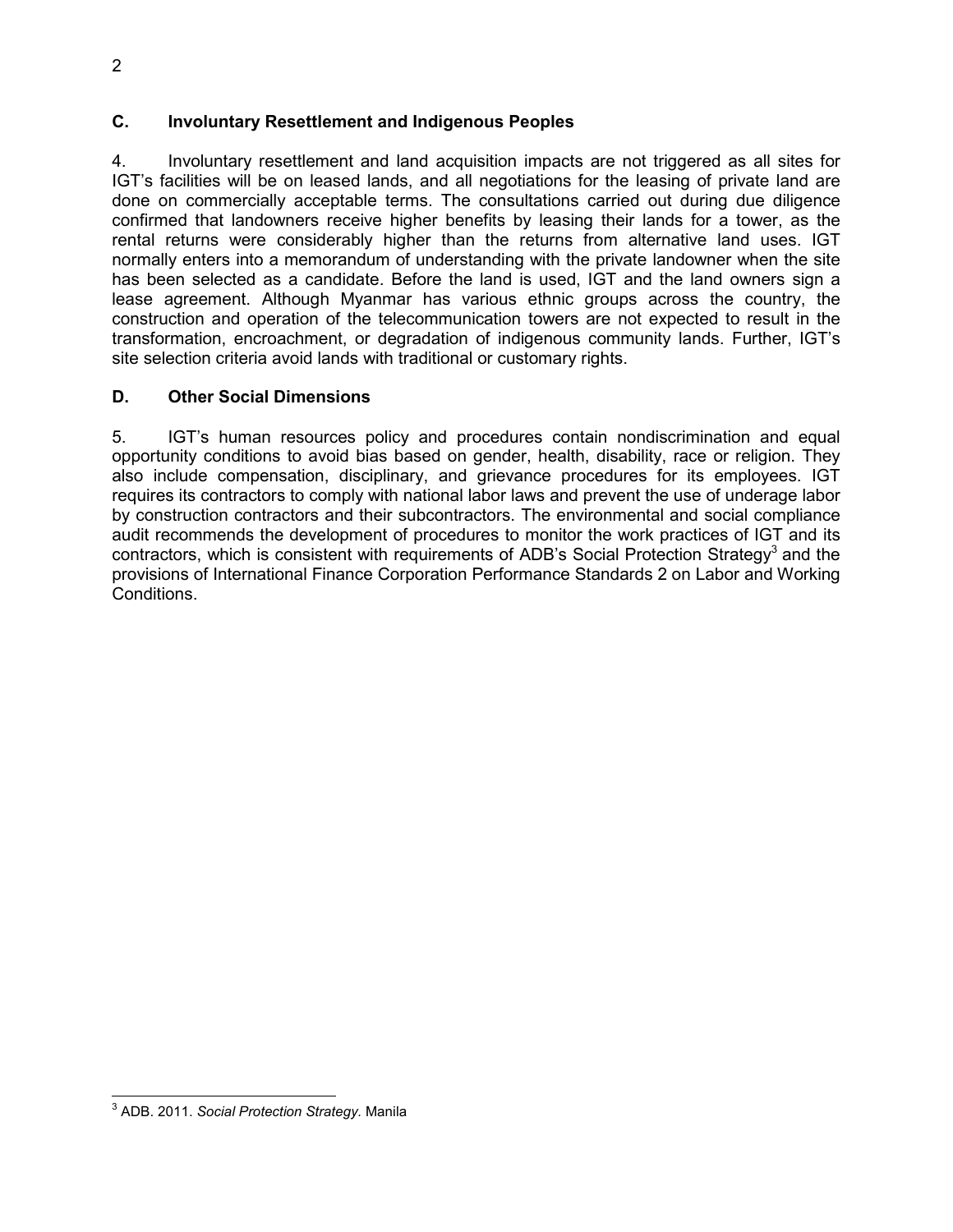## C. Involuntary Resettlement and Indigenous Peoples

4. Involuntary resettlement and land acquisition impacts are not triggered as all sites for IGT's facilities will be on leased lands, and all negotiations for the leasing of private land are done on commercially acceptable terms. The consultations carried out during due diligence confirmed that landowners receive higher benefits by leasing their lands for a tower, as the rental returns were considerably higher than the returns from alternative land uses. IGT normally enters into a memorandum of understanding with the private landowner when the site has been selected as a candidate. Before the land is used, IGT and the land owners sign a lease agreement. Although Myanmar has various ethnic groups across the country, the construction and operation of the telecommunication towers are not expected to result in the transformation, encroachment, or degradation of indigenous community lands. Further, IGT's site selection criteria avoid lands with traditional or customary rights.

## D. Other Social Dimensions

5. IGT's human resources policy and procedures contain nondiscrimination and equal opportunity conditions to avoid bias based on gender, health, disability, race or religion. They also include compensation, disciplinary, and grievance procedures for its employees. IGT requires its contractors to comply with national labor laws and prevent the use of underage labor by construction contractors and their subcontractors. The environmental and social compliance audit recommends the development of procedures to monitor the work practices of IGT and its contractors, which is consistent with requirements of ADB's Social Protection Strategy[3] and the provisions of International Finance Corporation Performance Standards 2 on Labor and Working Conditions.

[3] ADB. 2011. *Social Protection Strategy.* Manila